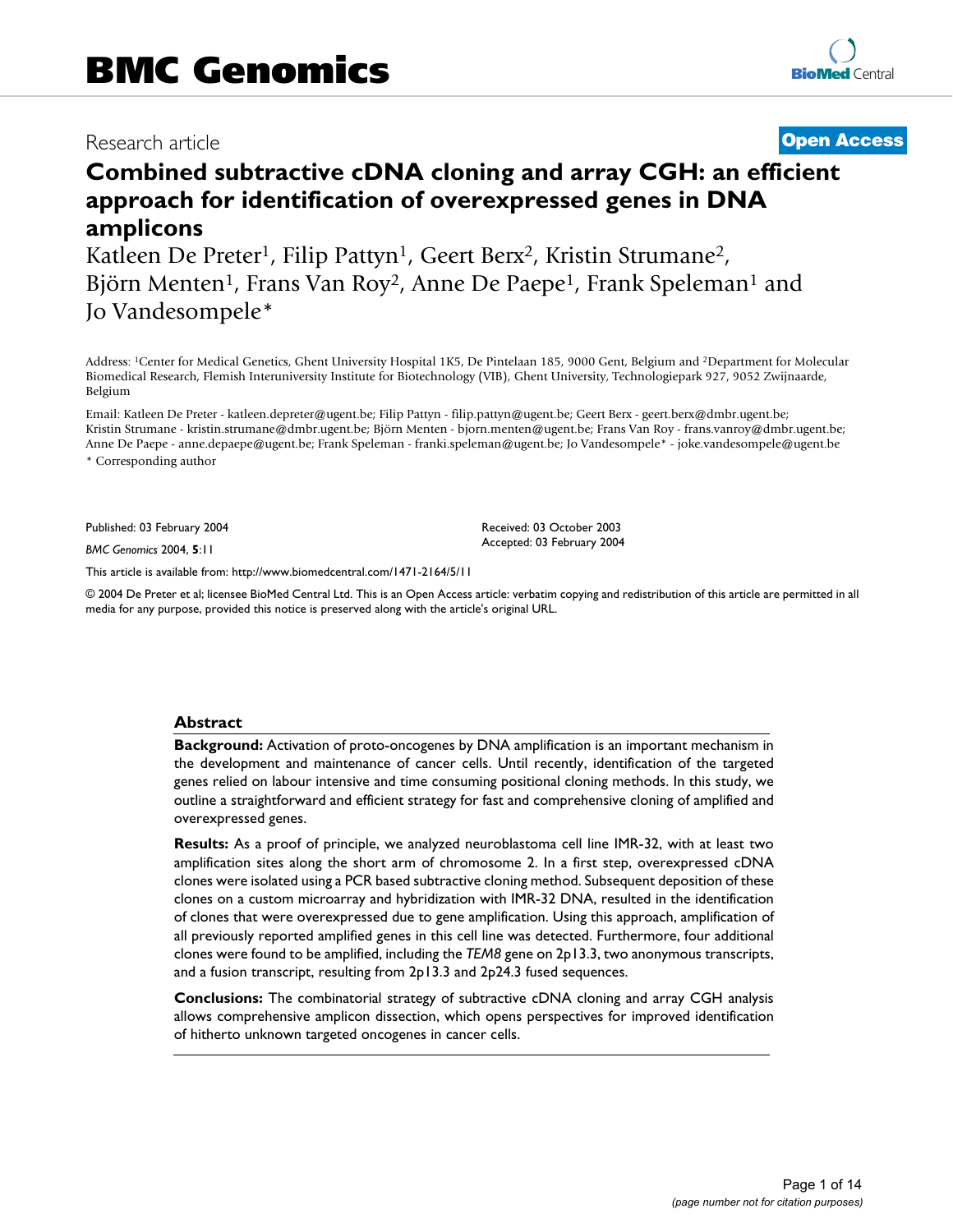# BMC Genomics

Research article **Open Access**

## Combined subtractive cDNA cloning and array CGH: an efficient approach for identification of overexpressed genes in DNA amplicons

Katleen De Preter[1], Filip Pattyn[1], Geert Berx[2], Kristin Strumane[2], Björn Menten[1], Frans Van Roy[2], Anne De Paepe[1], Frank Speleman[1] and Jo Vandesompele*

Address: [1]Center for Medical Genetics, Ghent University Hospital 1K5, De Pintelaan 185, 9000 Gent, Belgium and [2]Department for Molecular Biomedical Research, Flemish Interuniversity Institute for Biotechnology (VIB), Ghent University, Technologiepark 927, 9052 Zwijnaarde, Belgium

Email: Katleen De Preter - katleen.depreter@ugent.be; Filip Pattyn - filip.pattyn@ugent.be; Geert Berx - geert.berx@dmbr.ugent.be; Kristin Strumane - kristin.strumane@dmbr.ugent.be; Björn Menten - bjorn.menten@ugent.be; Frans Van Roy - frans.vanroy@dmbr.ugent.be; Anne De Paepe - anne.depaepe@ugent.be; Frank Speleman - franki.speleman@ugent.be; Jo Vandesompele* - joke.vandesompele@ugent.be

\* Corresponding author

Published: 03 February 2004

*BMC Genomics* 2004, **5**:11

Received: 03 October 2003
Accepted: 03 February 2004

This article is available from: http://www.biomedcentral.com/1471-2164/5/11

© 2004 De Preter et al; licensee BioMed Central Ltd. This is an Open Access article: verbatim copying and redistribution of this article are permitted in all media for any purpose, provided this notice is preserved along with the article's original URL.

### Abstract

**Background:** Activation of proto-oncogenes by DNA amplification is an important mechanism in the development and maintenance of cancer cells. Until recently, identification of the targeted genes relied on labour intensive and time consuming positional cloning methods. In this study, we outline a straightforward and efficient strategy for fast and comprehensive cloning of amplified and overexpressed genes.

**Results:** As a proof of principle, we analyzed neuroblastoma cell line IMR-32, with at least two amplification sites along the short arm of chromosome 2. In a first step, overexpressed cDNA clones were isolated using a PCR based subtractive cloning method. Subsequent deposition of these clones on a custom microarray and hybridization with IMR-32 DNA, resulted in the identification of clones that were overexpressed due to gene amplification. Using this approach, amplification of all previously reported amplified genes in this cell line was detected. Furthermore, four additional clones were found to be amplified, including the *TEM8* gene on 2p13.3, two anonymous transcripts, and a fusion transcript, resulting from 2p13.3 and 2p24.3 fused sequences.

**Conclusions:** The combinatorial strategy of subtractive cDNA cloning and array CGH analysis allows comprehensive amplicon dissection, which opens perspectives for improved identification of hitherto unknown targeted oncogenes in cancer cells.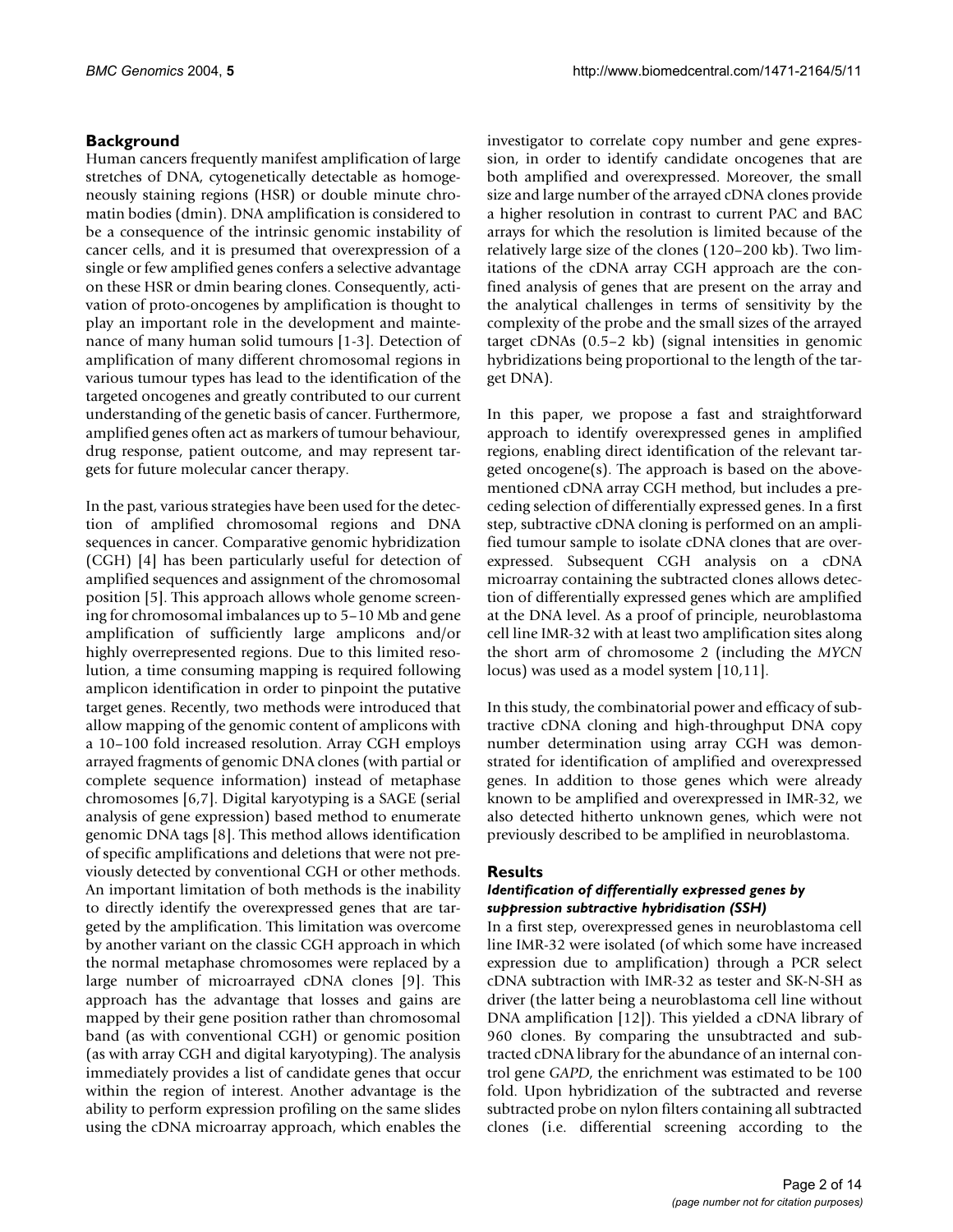## Background

Human cancers frequently manifest amplification of large stretches of DNA, cytogenetically detectable as homogeneously staining regions (HSR) or double minute chromatin bodies (dmin). DNA amplification is considered to be a consequence of the intrinsic genomic instability of cancer cells, and it is presumed that overexpression of a single or few amplified genes confers a selective advantage on these HSR or dmin bearing clones. Consequently, activation of proto-oncogenes by amplification is thought to play an important role in the development and maintenance of many human solid tumours [1-3]. Detection of amplification of many different chromosomal regions in various tumour types has lead to the identification of the targeted oncogenes and greatly contributed to our current understanding of the genetic basis of cancer. Furthermore, amplified genes often act as markers of tumour behaviour, drug response, patient outcome, and may represent targets for future molecular cancer therapy.

In the past, various strategies have been used for the detection of amplified chromosomal regions and DNA sequences in cancer. Comparative genomic hybridization (CGH) [4] has been particularly useful for detection of amplified sequences and assignment of the chromosomal position [5]. This approach allows whole genome screening for chromosomal imbalances up to 5–10 Mb and gene amplification of sufficiently large amplicons and/or highly overrepresented regions. Due to this limited resolution, a time consuming mapping is required following amplicon identification in order to pinpoint the putative target genes. Recently, two methods were introduced that allow mapping of the genomic content of amplicons with a 10–100 fold increased resolution. Array CGH employs arrayed fragments of genomic DNA clones (with partial or complete sequence information) instead of metaphase chromosomes [6,7]. Digital karyotyping is a SAGE (serial analysis of gene expression) based method to enumerate genomic DNA tags [8]. This method allows identification of specific amplifications and deletions that were not previously detected by conventional CGH or other methods. An important limitation of both methods is the inability to directly identify the overexpressed genes that are targeted by the amplification. This limitation was overcome by another variant on the classic CGH approach in which the normal metaphase chromosomes were replaced by a large number of microarrayed cDNA clones [9]. This approach has the advantage that losses and gains are mapped by their gene position rather than chromosomal band (as with conventional CGH) or genomic position (as with array CGH and digital karyotyping). The analysis immediately provides a list of candidate genes that occur within the region of interest. Another advantage is the ability to perform expression profiling on the same slides using the cDNA microarray approach, which enables the investigator to correlate copy number and gene expression, in order to identify candidate oncogenes that are both amplified and overexpressed. Moreover, the small size and large number of the arrayed cDNA clones provide a higher resolution in contrast to current PAC and BAC arrays for which the resolution is limited because of the relatively large size of the clones (120–200 kb). Two limitations of the cDNA array CGH approach are the confined analysis of genes that are present on the array and the analytical challenges in terms of sensitivity by the complexity of the probe and the small sizes of the arrayed target cDNAs (0.5–2 kb) (signal intensities in genomic hybridizations being proportional to the length of the target DNA).

In this paper, we propose a fast and straightforward approach to identify overexpressed genes in amplified regions, enabling direct identification of the relevant targeted oncogene(s). The approach is based on the above-mentioned cDNA array CGH method, but includes a preceding selection of differentially expressed genes. In a first step, subtractive cDNA cloning is performed on an amplified tumour sample to isolate cDNA clones that are overexpressed. Subsequent CGH analysis on a cDNA microarray containing the subtracted clones allows detection of differentially expressed genes which are amplified at the DNA level. As a proof of principle, neuroblastoma cell line IMR-32 with at least two amplification sites along the short arm of chromosome 2 (including the *MYCN* locus) was used as a model system [10,11].

In this study, the combinatorial power and efficacy of subtractive cDNA cloning and high-throughput DNA copy number determination using array CGH was demonstrated for identification of amplified and overexpressed genes. In addition to those genes which were already known to be amplified and overexpressed in IMR-32, we also detected hitherto unknown genes, which were not previously described to be amplified in neuroblastoma.

## Results

### *Identification of differentially expressed genes by suppression subtractive hybridisation (SSH)*

In a first step, overexpressed genes in neuroblastoma cell line IMR-32 were isolated (of which some have increased expression due to amplification) through a PCR select cDNA subtraction with IMR-32 as tester and SK-N-SH as driver (the latter being a neuroblastoma cell line without DNA amplification [12]). This yielded a cDNA library of 960 clones. By comparing the unsubtracted and subtracted cDNA library for the abundance of an internal control gene *GAPD*, the enrichment was estimated to be 100 fold. Upon hybridization of the subtracted and reverse subtracted probe on nylon filters containing all subtracted clones (i.e. differential screening according to the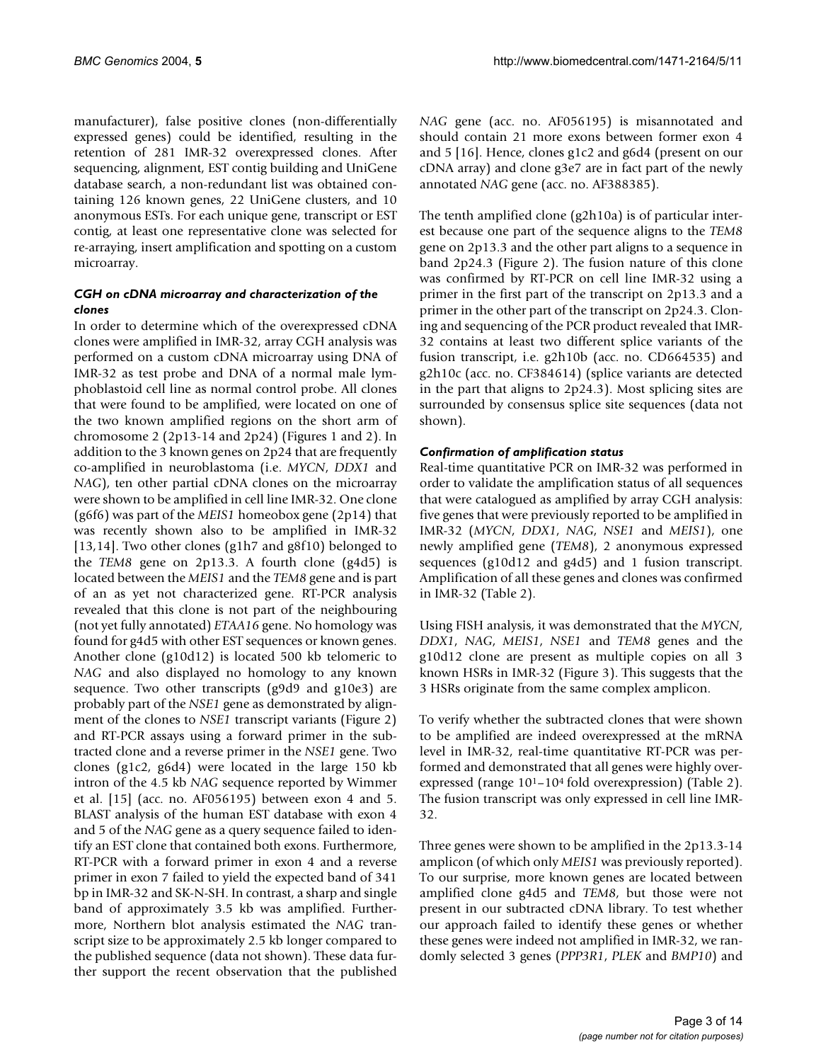manufacturer), false positive clones (non-differentially expressed genes) could be identified, resulting in the retention of 281 IMR-32 overexpressed clones. After sequencing, alignment, EST contig building and UniGene database search, a non-redundant list was obtained containing 126 known genes, 22 UniGene clusters, and 10 anonymous ESTs. For each unique gene, transcript or EST contig, at least one representative clone was selected for re-arraying, insert amplification and spotting on a custom microarray.

### *CGH on cDNA microarray and characterization of the clones*

In order to determine which of the overexpressed cDNA clones were amplified in IMR-32, array CGH analysis was performed on a custom cDNA microarray using DNA of IMR-32 as test probe and DNA of a normal male lymphoblastoid cell line as normal control probe. All clones that were found to be amplified, were located on one of the two known amplified regions on the short arm of chromosome 2 (2p13-14 and 2p24) (Figures 1 and 2). In addition to the 3 known genes on 2p24 that are frequently co-amplified in neuroblastoma (i.e. *MYCN*, *DDX1* and *NAG*), ten other partial cDNA clones on the microarray were shown to be amplified in cell line IMR-32. One clone (g6f6) was part of the *MEIS1* homeobox gene (2p14) that was recently shown also to be amplified in IMR-32 [13,14]. Two other clones (g1h7 and g8f10) belonged to the *TEM8* gene on 2p13.3. A fourth clone (g4d5) is located between the *MEIS1* and the *TEM8* gene and is part of an as yet not characterized gene. RT-PCR analysis revealed that this clone is not part of the neighbouring (not yet fully annotated) *ETAA16* gene. No homology was found for g4d5 with other EST sequences or known genes. Another clone (g10d12) is located 500 kb telomeric to *NAG* and also displayed no homology to any known sequence. Two other transcripts (g9d9 and g10e3) are probably part of the *NSE1* gene as demonstrated by alignment of the clones to *NSE1* transcript variants (Figure 2) and RT-PCR assays using a forward primer in the subtracted clone and a reverse primer in the *NSE1* gene. Two clones (g1c2, g6d4) were located in the large 150 kb intron of the 4.5 kb *NAG* sequence reported by Wimmer et al. [15] (acc. no. AF056195) between exon 4 and 5. BLAST analysis of the human EST database with exon 4 and 5 of the *NAG* gene as a query sequence failed to identify an EST clone that contained both exons. Furthermore, RT-PCR with a forward primer in exon 4 and a reverse primer in exon 7 failed to yield the expected band of 341 bp in IMR-32 and SK-N-SH. In contrast, a sharp and single band of approximately 3.5 kb was amplified. Furthermore, Northern blot analysis estimated the *NAG* transcript size to be approximately 2.5 kb longer compared to the published sequence (data not shown). These data further support the recent observation that the published *NAG* gene (acc. no. AF056195) is misannotated and should contain 21 more exons between former exon 4 and 5 [16]. Hence, clones g1c2 and g6d4 (present on our cDNA array) and clone g3e7 are in fact part of the newly annotated *NAG* gene (acc. no. AF388385).

The tenth amplified clone (g2h10a) is of particular interest because one part of the sequence aligns to the *TEM8* gene on 2p13.3 and the other part aligns to a sequence in band 2p24.3 (Figure 2). The fusion nature of this clone was confirmed by RT-PCR on cell line IMR-32 using a primer in the first part of the transcript on 2p13.3 and a primer in the other part of the transcript on 2p24.3. Cloning and sequencing of the PCR product revealed that IMR-32 contains at least two different splice variants of the fusion transcript, i.e. g2h10b (acc. no. CD664535) and g2h10c (acc. no. CF384614) (splice variants are detected in the part that aligns to 2p24.3). Most splicing sites are surrounded by consensus splice site sequences (data not shown).

### *Confirmation of amplification status*

Real-time quantitative PCR on IMR-32 was performed in order to validate the amplification status of all sequences that were catalogued as amplified by array CGH analysis: five genes that were previously reported to be amplified in IMR-32 (*MYCN*, *DDX1*, *NAG*, *NSE1* and *MEIS1*), one newly amplified gene (*TEM8*), 2 anonymous expressed sequences (g10d12 and g4d5) and 1 fusion transcript. Amplification of all these genes and clones was confirmed in IMR-32 (Table 2).

Using FISH analysis, it was demonstrated that the *MYCN*, *DDX1*, *NAG*, *MEIS1*, *NSE1* and *TEM8* genes and the g10d12 clone are present as multiple copies on all 3 known HSRs in IMR-32 (Figure 3). This suggests that the 3 HSRs originate from the same complex amplicon.

To verify whether the subtracted clones that were shown to be amplified are indeed overexpressed at the mRNA level in IMR-32, real-time quantitative RT-PCR was performed and demonstrated that all genes were highly overexpressed (range $10^1$–$10^4$ fold overexpression) (Table 2). The fusion transcript was only expressed in cell line IMR-32.

Three genes were shown to be amplified in the 2p13.3-14 amplicon (of which only *MEIS1* was previously reported). To our surprise, more known genes are located between amplified clone g4d5 and *TEM8*, but those were not present in our subtracted cDNA library. To test whether our approach failed to identify these genes or whether these genes were indeed not amplified in IMR-32, we randomly selected 3 genes (*PPP3R1*, *PLEK* and *BMP10*) and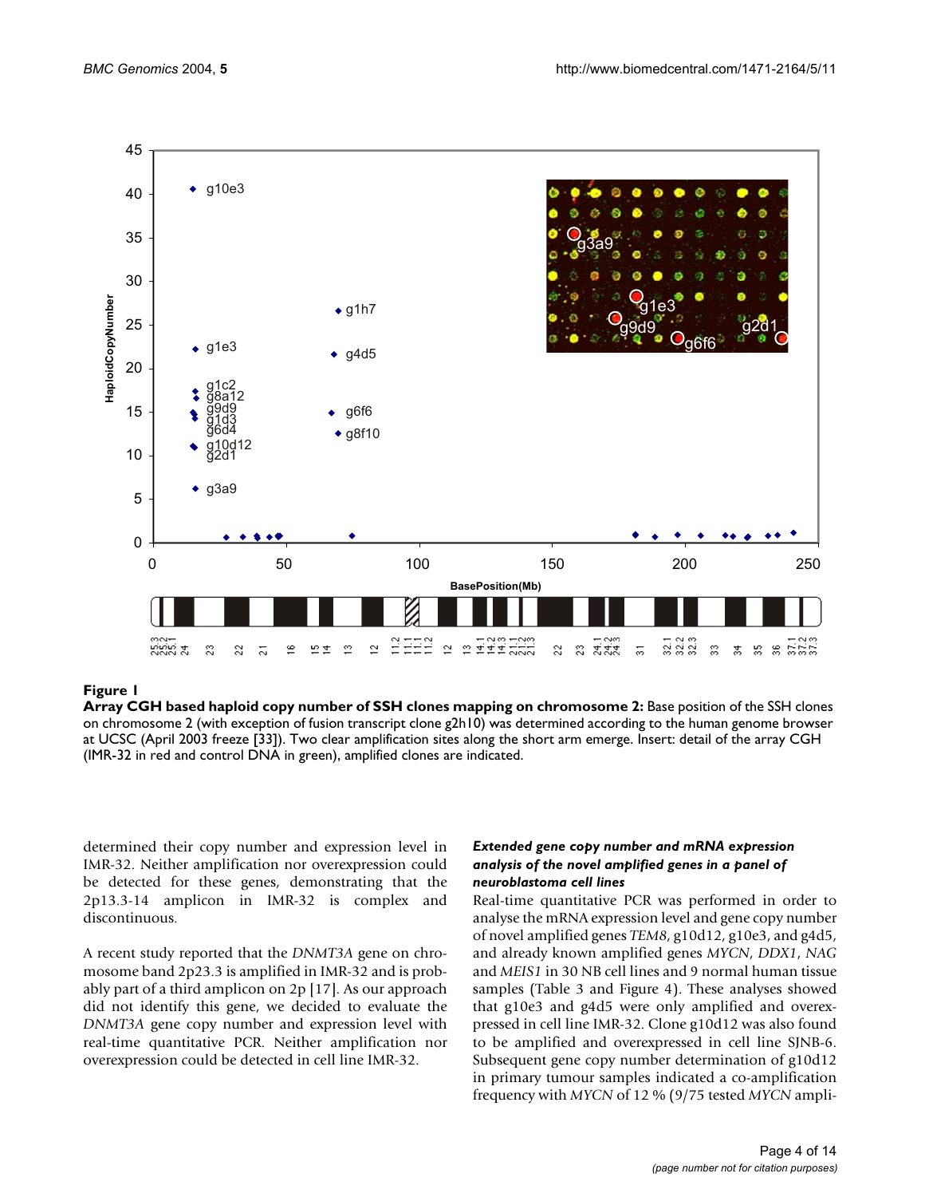**Figure 1**

**Array CGH based haploid copy number of SSH clones mapping on chromosome 2:** Base position of the SSH clones on chromosome 2 (with exception of fusion transcript clone g2h10) was determined according to the human genome browser at UCSC (April 2003 freeze [33]). Two clear amplification sites along the short arm emerge. Insert: detail of the array CGH (IMR-32 in red and control DNA in green), amplified clones are indicated.

determined their copy number and expression level in IMR-32. Neither amplification nor overexpression could be detected for these genes, demonstrating that the 2p13.3-14 amplicon in IMR-32 is complex and discontinuous.

A recent study reported that the *DNMT3A* gene on chromosome band 2p23.3 is amplified in IMR-32 and is probably part of a third amplicon on 2p [17]. As our approach did not identify this gene, we decided to evaluate the *DNMT3A* gene copy number and expression level with real-time quantitative PCR. Neither amplification nor overexpression could be detected in cell line IMR-32.

### *Extended gene copy number and mRNA expression analysis of the novel amplified genes in a panel of neuroblastoma cell lines*

Real-time quantitative PCR was performed in order to analyse the mRNA expression level and gene copy number of novel amplified genes *TEM8*, g10d12, g10e3, and g4d5, and already known amplified genes *MYCN*, *DDX1*, *NAG* and *MEIS1* in 30 NB cell lines and 9 normal human tissue samples (Table 3 and Figure 4). These analyses showed that g10e3 and g4d5 were only amplified and overexpressed in cell line IMR-32. Clone g10d12 was also found to be amplified and overexpressed in cell line SJNB-6. Subsequent gene copy number determination of g10d12 in primary tumour samples indicated a co-amplification frequency with *MYCN* of 12 % (9/75 tested *MYCN* ampli-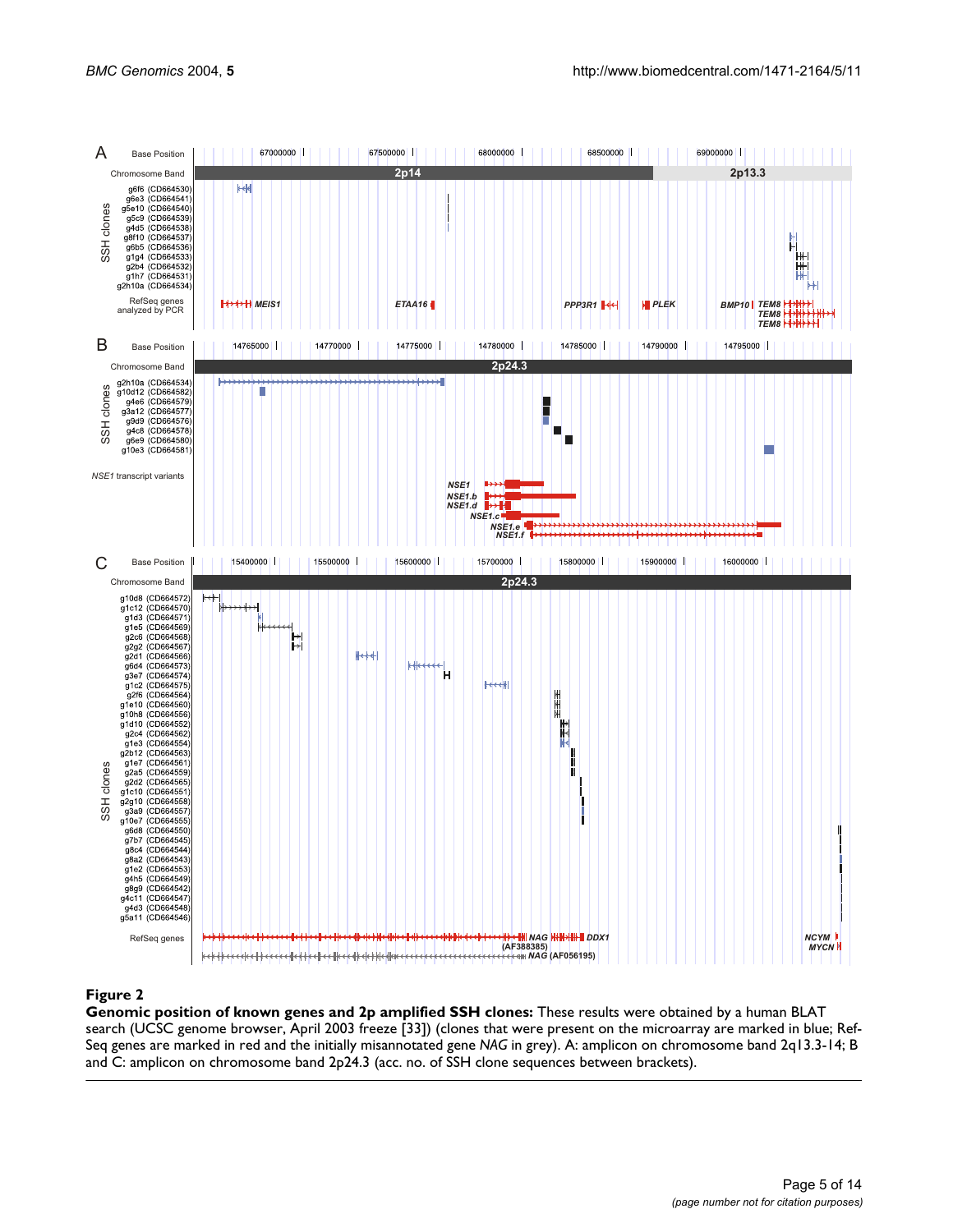**Figure 2**
**Genomic position of known genes and 2p amplified SSH clones:** These results were obtained by a human BLAT search (UCSC genome browser, April 2003 freeze [33]) (clones that were present on the microarray are marked in blue; RefSeq genes are marked in red and the initially misannotated gene *NAG* in grey). A: amplicon on chromosome band 2q13.3-14; B and C: amplicon on chromosome band 2p24.3 (acc. no. of SSH clone sequences between brackets).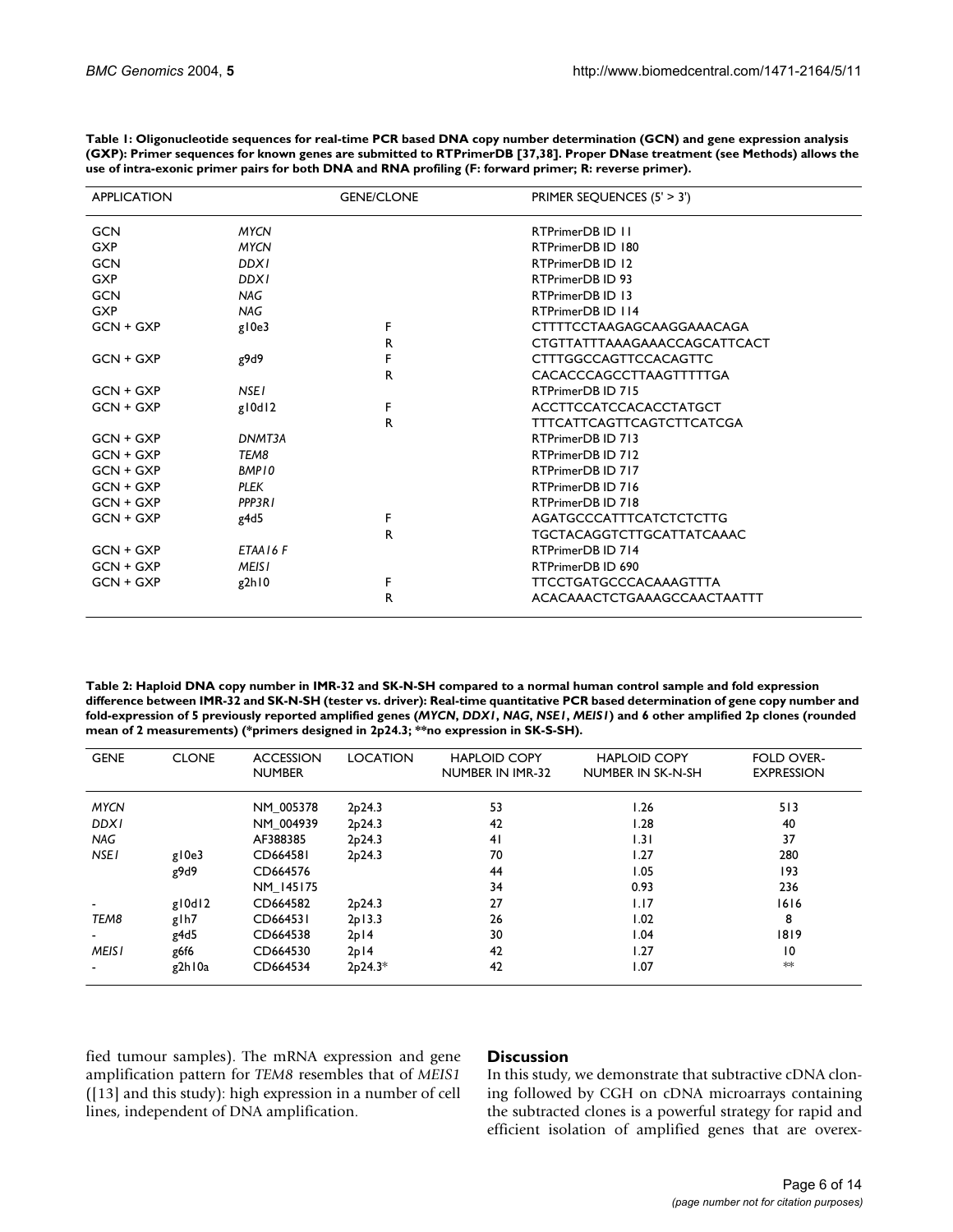**Table 1: Oligonucleotide sequences for real-time PCR based DNA copy number determination (GCN) and gene expression analysis (GXP): Primer sequences for known genes are submitted to RTPrimerDB [37,38]. Proper DNase treatment (see Methods) allows the use of intra-exonic primer pairs for both DNA and RNA profiling (F: forward primer; R: reverse primer).**

| APPLICATION | GENE/CLONE | | PRIMER SEQUENCES (5' > 3') |
|---|---|---|---|
| GCN | *MYCN* | | RTPrimerDB ID 11 |
| GXP | *MYCN* | | RTPrimerDB ID 180 |
| GCN | *DDX1* | | RTPrimerDB ID 12 |
| GXP | *DDX1* | | RTPrimerDB ID 93 |
| GCN | *NAG* | | RTPrimerDB ID 13 |
| GXP | *NAG* | | RTPrimerDB ID 114 |
| GCN + GXP | g10e3 | F | CTTTTCCTAAGAGCAAGGAAACAGA |
| | | R | CTGTTATTTAAAGAAACCAGCATTCACT |
| GCN + GXP | g9d9 | F | CTTTGGCCAGTTCCACAGTTC |
| | | R | CACACCCAGCCTTAAGTTTTTGA |
| GCN + GXP | *NSE1* | | RTPrimerDB ID 715 |
| GCN + GXP | g10d12 | F | ACCTTCCATCCACACCTATGCT |
| | | R | TTTCATTCAGTTCAGTCTTCATCGA |
| GCN + GXP | *DNMT3A* | | RTPrimerDB ID 713 |
| GCN + GXP | *TEM8* | | RTPrimerDB ID 712 |
| GCN + GXP | *BMP10* | | RTPrimerDB ID 717 |
| GCN + GXP | *PLEK* | | RTPrimerDB ID 716 |
| GCN + GXP | *PPP3R1* | | RTPrimerDB ID 718 |
| GCN + GXP | g4d5 | F | AGATGCCCATTTCATCTCTCTTG |
| | | R | TGCTACAGGTCTTGCATTATCAAAC |
| GCN + GXP | *ETAA16 F* | | RTPrimerDB ID 714 |
| GCN + GXP | *MEIS1* | | RTPrimerDB ID 690 |
| GCN + GXP | g2h10 | F | TTCCTGATGCCCACAAAGTTTA |
| | | R | ACACAAACTCTGAAAGCCAACTAATTT |

**Table 2: Haploid DNA copy number in IMR-32 and SK-N-SH compared to a normal human control sample and fold expression difference between IMR-32 and SK-N-SH (tester vs. driver): Real-time quantitative PCR based determination of gene copy number and fold-expression of 5 previously reported amplified genes (*MYCN*, *DDX1*, *NAG*, *NSE1*, *MEIS1*) and 6 other amplified 2p clones (rounded mean of 2 measurements) (*primers designed in 2p24.3; **no expression in SK-S-SH).**

| GENE | CLONE | ACCESSION NUMBER | LOCATION | HAPLOID COPY NUMBER IN IMR-32 | HAPLOID COPY NUMBER IN SK-N-SH | FOLD OVER-EXPRESSION |
|---|---|---|---|---|---|---|
| *MYCN* | | NM_005378 | 2p24.3 | 53 | 1.26 | 513 |
| *DDX1* | | NM_004939 | 2p24.3 | 42 | 1.28 | 40 |
| *NAG* | | AF388385 | 2p24.3 | 41 | 1.31 | 37 |
| *NSE1* | g10e3 | CD664581 | 2p24.3 | 70 | 1.27 | 280 |
| | g9d9 | CD664576 | | 44 | 1.05 | 193 |
| | | NM_145175 | | 34 | 0.93 | 236 |
| - | g10d12 | CD664582 | 2p24.3 | 27 | 1.17 | 1616 |
| *TEM8* | g1h7 | CD664531 | 2p13.3 | 26 | 1.02 | 8 |
| - | g4d5 | CD664538 | 2p14 | 30 | 1.04 | 1819 |
| *MEIS1* | g6f6 | CD664530 | 2p14 | 42 | 1.27 | 10 |
| - | g2h10a | CD664534 | 2p24.3* | 42 | 1.07 | ** |

fied tumour samples). The mRNA expression and gene amplification pattern for *TEM8* resembles that of *MEIS1* ([13] and this study): high expression in a number of cell lines, independent of DNA amplification.

## Discussion

In this study, we demonstrate that subtractive cDNA cloning followed by CGH on cDNA microarrays containing the subtracted clones is a powerful strategy for rapid and efficient isolation of amplified genes that are overex-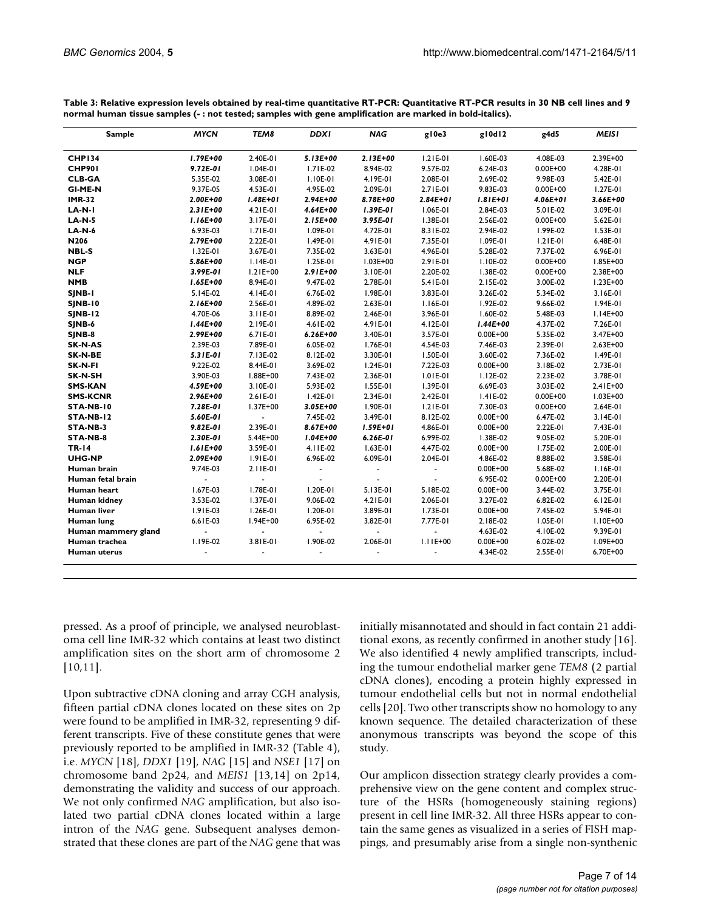**Table 3: Relative expression levels obtained by real-time quantitative RT-PCR: Quantitative RT-PCR results in 30 NB cell lines and 9 normal human tissue samples (- : not tested; samples with gene amplification are marked in bold-italics).**

| Sample | *MYCN* | *TEM8* | *DDX1* | *NAG* | g10e3 | g10d12 | g4d5 | *MEIS1* |
|---|---|---|---|---|---|---|---|---|
| **CHP134** | ***1.79E+00*** | 2.40E-01 | ***5.13E+00*** | ***2.13E+00*** | 1.21E-01 | 1.60E-03 | 4.08E-03 | 2.39E+00 |
| **CHP901** | ***9.72E-01*** | 1.04E-01 | 1.71E-02 | 8.94E-02 | 9.57E-02 | 6.24E-03 | 0.00E+00 | 4.28E-01 |
| **CLB-GA** | 5.35E-02 | 3.08E-01 | 1.10E-01 | 4.19E-01 | 2.08E-01 | 2.69E-02 | 9.98E-03 | 5.42E-01 |
| **GI-ME-N** | 9.37E-05 | 4.53E-01 | 4.95E-02 | 2.09E-01 | 2.71E-01 | 9.83E-03 | 0.00E+00 | 1.27E-01 |
| **IMR-32** | ***2.00E+00*** | ***1.48E+01*** | ***2.94E+00*** | ***8.78E+00*** | ***2.84E+01*** | ***1.81E+01*** | ***4.06E+01*** | ***3.66E+00*** |
| **LA-N-1** | ***2.31E+00*** | 4.21E-01 | ***4.64E+00*** | ***1.39E-01*** | 1.06E-01 | 2.84E-03 | 5.01E-02 | 3.09E-01 |
| **LA-N-5** | ***1.16E+00*** | 3.17E-01 | ***2.15E+00*** | ***3.95E-01*** | 1.38E-01 | 2.56E-02 | 0.00E+00 | 5.62E-01 |
| **LA-N-6** | 6.93E-03 | 1.71E-01 | 1.09E-01 | 4.72E-01 | 8.31E-02 | 2.94E-02 | 1.99E-02 | 1.53E-01 |
| **N206** | ***2.79E+00*** | 2.22E-01 | 1.49E-01 | 4.91E-01 | 7.35E-01 | 1.09E-01 | 1.21E-01 | 6.48E-01 |
| **NBL-S** | 1.32E-01 | 3.67E-01 | 7.35E-02 | 3.63E-01 | 4.96E-01 | 5.28E-02 | 7.37E-02 | 6.96E-01 |
| **NGP** | ***5.86E+00*** | 1.14E-01 | 1.25E-01 | 1.03E+00 | 2.91E-01 | 1.10E-02 | 0.00E+00 | 1.85E+00 |
| **NLF** | ***3.99E-01*** | 1.21E+00 | ***2.91E+00*** | 3.10E-01 | 2.20E-02 | 1.38E-02 | 0.00E+00 | 2.38E+00 |
| **NMB** | ***1.65E+00*** | 8.94E-01 | 9.47E-02 | 2.78E-01 | 5.41E-01 | 2.15E-02 | 3.00E-02 | 1.23E+00 |
| **SJNB-1** | 5.14E-02 | 4.14E-01 | 6.76E-02 | 1.98E-01 | 3.83E-01 | 3.26E-02 | 5.34E-02 | 3.16E-01 |
| **SJNB-10** | ***2.16E+00*** | 2.56E-01 | 4.89E-02 | 2.63E-01 | 1.16E-01 | 1.92E-02 | 9.66E-02 | 1.94E-01 |
| **SJNB-12** | 4.70E-06 | 3.11E-01 | 8.89E-02 | 2.46E-01 | 3.96E-01 | 1.60E-02 | 5.48E-03 | 1.14E+00 |
| **SJNB-6** | ***1.44E+00*** | 2.19E-01 | 4.61E-02 | 4.91E-01 | 4.12E-01 | ***1.44E+00*** | 4.37E-02 | 7.26E-01 |
| **SJNB-8** | ***2.99E+00*** | 6.71E-01 | ***6.26E+00*** | 3.40E-01 | 3.57E-01 | 0.00E+00 | 5.35E-02 | 3.47E+00 |
| **SK-N-AS** | 2.39E-03 | 7.89E-01 | 6.05E-02 | 1.76E-01 | 4.54E-03 | 7.46E-03 | 2.39E-01 | 2.63E+00 |
| **SK-N-BE** | ***5.31E-01*** | 7.13E-02 | 8.12E-02 | 3.30E-01 | 1.50E-01 | 3.60E-02 | 7.36E-02 | 1.49E-01 |
| **SK-N-FI** | 9.22E-02 | 8.44E-01 | 3.69E-02 | 1.24E-01 | 7.22E-03 | 0.00E+00 | 3.18E-02 | 2.73E-01 |
| **SK-N-SH** | 3.90E-03 | 1.88E+00 | 7.43E-02 | 2.36E-01 | 1.01E-01 | 1.12E-02 | 2.23E-02 | 3.78E-01 |
| **SMS-KAN** | ***4.59E+00*** | 3.10E-01 | 5.93E-02 | 1.55E-01 | 1.39E-01 | 6.69E-03 | 3.03E-02 | 2.41E+00 |
| **SMS-KCNR** | ***2.96E+00*** | 2.61E-01 | 1.42E-01 | 2.34E-01 | 2.42E-01 | 1.41E-02 | 0.00E+00 | 1.03E+00 |
| **STA-NB-10** | ***7.28E-01*** | 1.37E+00 | ***3.05E+00*** | 1.90E-01 | 1.21E-01 | 7.30E-03 | 0.00E+00 | 2.64E-01 |
| **STA-NB-12** | ***5.60E-01*** | - | 7.45E-02 | 3.49E-01 | 8.12E-02 | 0.00E+00 | 6.47E-02 | 3.14E-01 |
| **STA-NB-3** | ***9.82E-01*** | 2.39E-01 | ***8.67E+00*** | ***1.59E+01*** | 4.86E-01 | 0.00E+00 | 2.22E-01 | 7.43E-01 |
| **STA-NB-8** | ***2.30E-01*** | 5.44E+00 | ***1.04E+00*** | ***6.26E-01*** | 6.99E-02 | 1.38E-02 | 9.05E-02 | 5.20E-01 |
| **TR-14** | ***1.61E+00*** | 3.59E-01 | 4.11E-02 | 1.63E-01 | 4.47E-02 | 0.00E+00 | 1.75E-02 | 2.00E-01 |
| **UHG-NP** | ***2.09E+00*** | 1.91E-01 | 6.96E-02 | 6.09E-01 | 2.04E-01 | 4.86E-02 | 8.88E-02 | 3.58E-01 |
| **Human brain** | 9.74E-03 | 2.11E-01 | - | - | - | 0.00E+00 | 5.68E-02 | 1.16E-01 |
| **Human fetal brain** | - | - | - | - | - | 6.95E-02 | 0.00E+00 | 2.20E-01 |
| **Human heart** | 1.67E-03 | 1.78E-01 | 1.20E-01 | 5.13E-01 | 5.18E-02 | 0.00E+00 | 3.44E-02 | 3.75E-01 |
| **Human kidney** | 3.53E-02 | 1.37E-01 | 9.06E-02 | 4.21E-01 | 2.06E-01 | 3.27E-02 | 6.82E-02 | 6.12E-01 |
| **Human liver** | 1.91E-03 | 1.26E-01 | 1.20E-01 | 3.89E-01 | 1.73E-01 | 0.00E+00 | 7.45E-02 | 5.94E-01 |
| **Human lung** | 6.61E-03 | 1.94E+00 | 6.95E-02 | 3.82E-01 | 7.77E-01 | 2.18E-02 | 1.05E-01 | 1.10E+00 |
| **Human mammery gland** | - | - | - | - | - | 4.63E-02 | 4.10E-02 | 9.39E-01 |
| **Human trachea** | 1.19E-02 | 3.81E-01 | 1.90E-02 | 2.06E-01 | 1.11E+00 | 0.00E+00 | 6.02E-02 | 1.09E+00 |
| **Human uterus** | - | - | - | - | - | 4.34E-02 | 2.55E-01 | 6.70E+00 |

pressed. As a proof of principle, we analysed neuroblastoma cell line IMR-32 which contains at least two distinct amplification sites on the short arm of chromosome 2 [10,11].

Upon subtractive cDNA cloning and array CGH analysis, fifteen partial cDNA clones located on these sites on 2p were found to be amplified in IMR-32, representing 9 different transcripts. Five of these constitute genes that were previously reported to be amplified in IMR-32 (Table 4), i.e. *MYCN* [18], *DDX1* [19], *NAG* [15] and *NSE1* [17] on chromosome band 2p24, and *MEIS1* [13,14] on 2p14, demonstrating the validity and success of our approach. We not only confirmed *NAG* amplification, but also isolated two partial cDNA clones located within a large intron of the *NAG* gene. Subsequent analyses demonstrated that these clones are part of the *NAG* gene that was initially misannotated and should in fact contain 21 additional exons, as recently confirmed in another study [16]. We also identified 4 newly amplified transcripts, including the tumour endothelial marker gene *TEM8* (2 partial cDNA clones), encoding a protein highly expressed in tumour endothelial cells but not in normal endothelial cells [20]. Two other transcripts show no homology to any known sequence. The detailed characterization of these anonymous transcripts was beyond the scope of this study.

Our amplicon dissection strategy clearly provides a comprehensive view on the gene content and complex structure of the HSRs (homogeneously staining regions) present in cell line IMR-32. All three HSRs appear to contain the same genes as visualized in a series of FISH mappings, and presumably arise from a single non-synthenic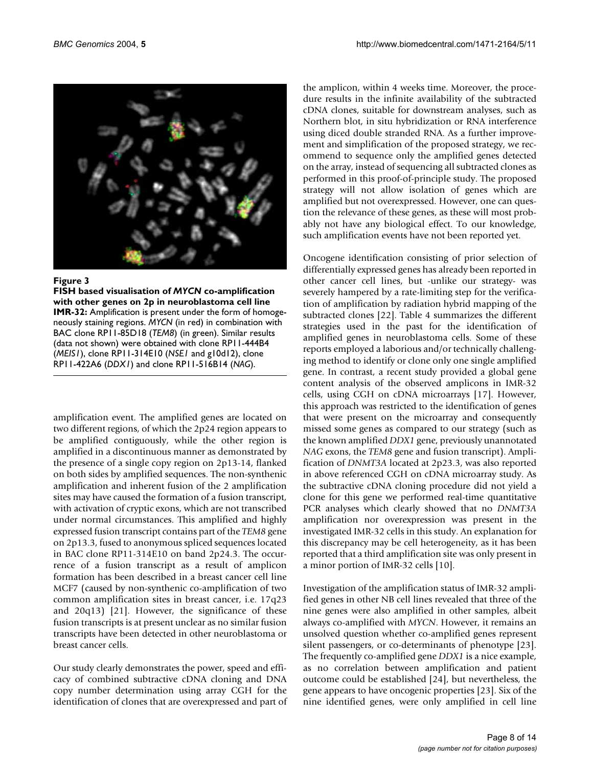**Figure 3**

**FISH based visualisation of *MYCN* co-amplification with other genes on 2p in neuroblastoma cell line IMR-32:** Amplification is present under the form of homogeneously staining regions. *MYCN* (in red) in combination with BAC clone RP11-85D18 (*TEM8*) (in green). Similar results (data not shown) were obtained with clone RP11-444B4 (*MEIS1*), clone RP11-314E10 (*NSE1* and g10d12), clone RP11-422A6 (*DDX1*) and clone RP11-516B14 (*NAG*).

amplification event. The amplified genes are located on two different regions, of which the 2p24 region appears to be amplified contiguously, while the other region is amplified in a discontinuous manner as demonstrated by the presence of a single copy region on 2p13-14, flanked on both sides by amplified sequences. The non-synthenic amplification and inherent fusion of the 2 amplification sites may have caused the formation of a fusion transcript, with activation of cryptic exons, which are not transcribed under normal circumstances. This amplified and highly expressed fusion transcript contains part of the *TEM8* gene on 2p13.3, fused to anonymous spliced sequences located in BAC clone RP11-314E10 on band 2p24.3. The occurrence of a fusion transcript as a result of amplicon formation has been described in a breast cancer cell line MCF7 (caused by non-synthenic co-amplification of two common amplification sites in breast cancer, i.e. 17q23 and 20q13) [21]. However, the significance of these fusion transcripts is at present unclear as no similar fusion transcripts have been detected in other neuroblastoma or breast cancer cells.

Our study clearly demonstrates the power, speed and efficacy of combined subtractive cDNA cloning and DNA copy number determination using array CGH for the identification of clones that are overexpressed and part of the amplicon, within 4 weeks time. Moreover, the procedure results in the infinite availability of the subtracted cDNA clones, suitable for downstream analyses, such as Northern blot, in situ hybridization or RNA interference using diced double stranded RNA. As a further improvement and simplification of the proposed strategy, we recommend to sequence only the amplified genes detected on the array, instead of sequencing all subtracted clones as performed in this proof-of-principle study. The proposed strategy will not allow isolation of genes which are amplified but not overexpressed. However, one can question the relevance of these genes, as these will most probably not have any biological effect. To our knowledge, such amplification events have not been reported yet.

Oncogene identification consisting of prior selection of differentially expressed genes has already been reported in other cancer cell lines, but -unlike our strategy- was severely hampered by a rate-limiting step for the verification of amplification by radiation hybrid mapping of the subtracted clones [22]. Table 4 summarizes the different strategies used in the past for the identification of amplified genes in neuroblastoma cells. Some of these reports employed a laborious and/or technically challenging method to identify or clone only one single amplified gene. In contrast, a recent study provided a global gene content analysis of the observed amplicons in IMR-32 cells, using CGH on cDNA microarrays [17]. However, this approach was restricted to the identification of genes that were present on the microarray and consequently missed some genes as compared to our strategy (such as the known amplified *DDX1* gene, previously unannotated *NAG* exons, the *TEM8* gene and fusion transcript). Amplification of *DNMT3A* located at 2p23.3, was also reported in above referenced CGH on cDNA microarray study. As the subtractive cDNA cloning procedure did not yield a clone for this gene we performed real-time quantitative PCR analyses which clearly showed that no *DNMT3A* amplification nor overexpression was present in the investigated IMR-32 cells in this study. An explanation for this discrepancy may be cell heterogeneity, as it has been reported that a third amplification site was only present in a minor portion of IMR-32 cells [10].

Investigation of the amplification status of IMR-32 amplified genes in other NB cell lines revealed that three of the nine genes were also amplified in other samples, albeit always co-amplified with *MYCN*. However, it remains an unsolved question whether co-amplified genes represent silent passengers, or co-determinants of phenotype [23]. The frequently co-amplified gene *DDX1* is a nice example, as no correlation between amplification and patient outcome could be established [24], but nevertheless, the gene appears to have oncogenic properties [23]. Six of the nine identified genes, were only amplified in cell line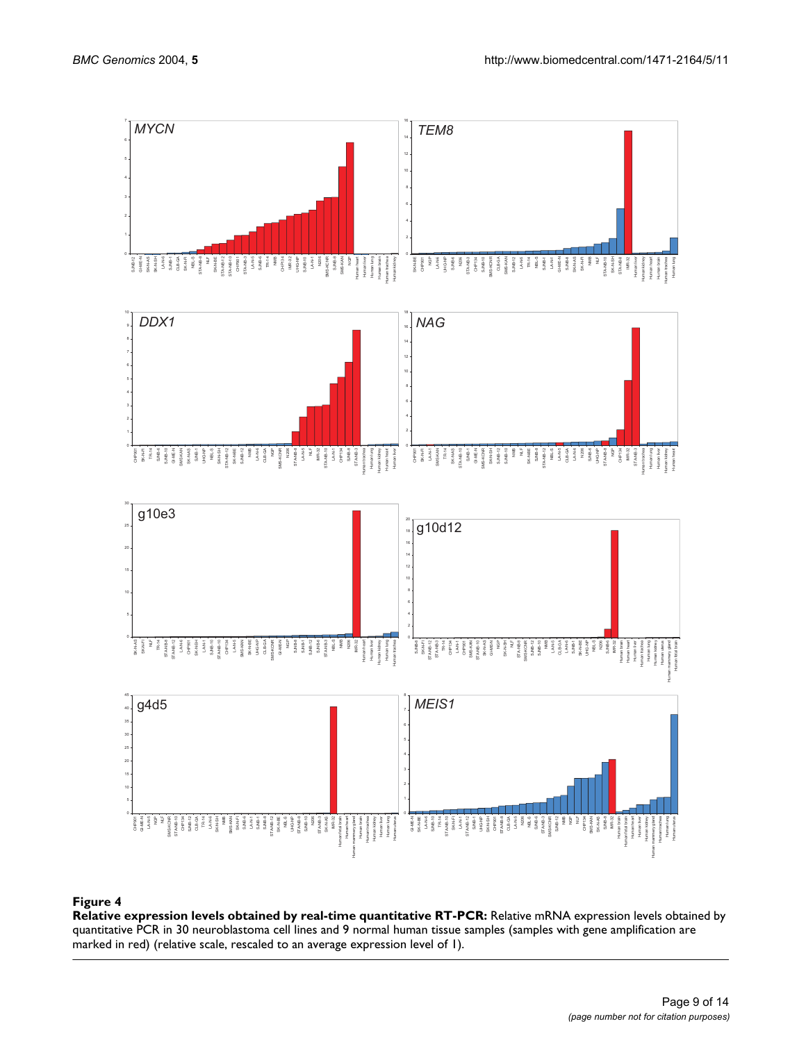**Figure 4**

**Relative expression levels obtained by real-time quantitative RT-PCR:** Relative mRNA expression levels obtained by quantitative PCR in 30 neuroblastoma cell lines and 9 normal human tissue samples (samples with gene amplification are marked in red) (relative scale, rescaled to an average expression level of 1).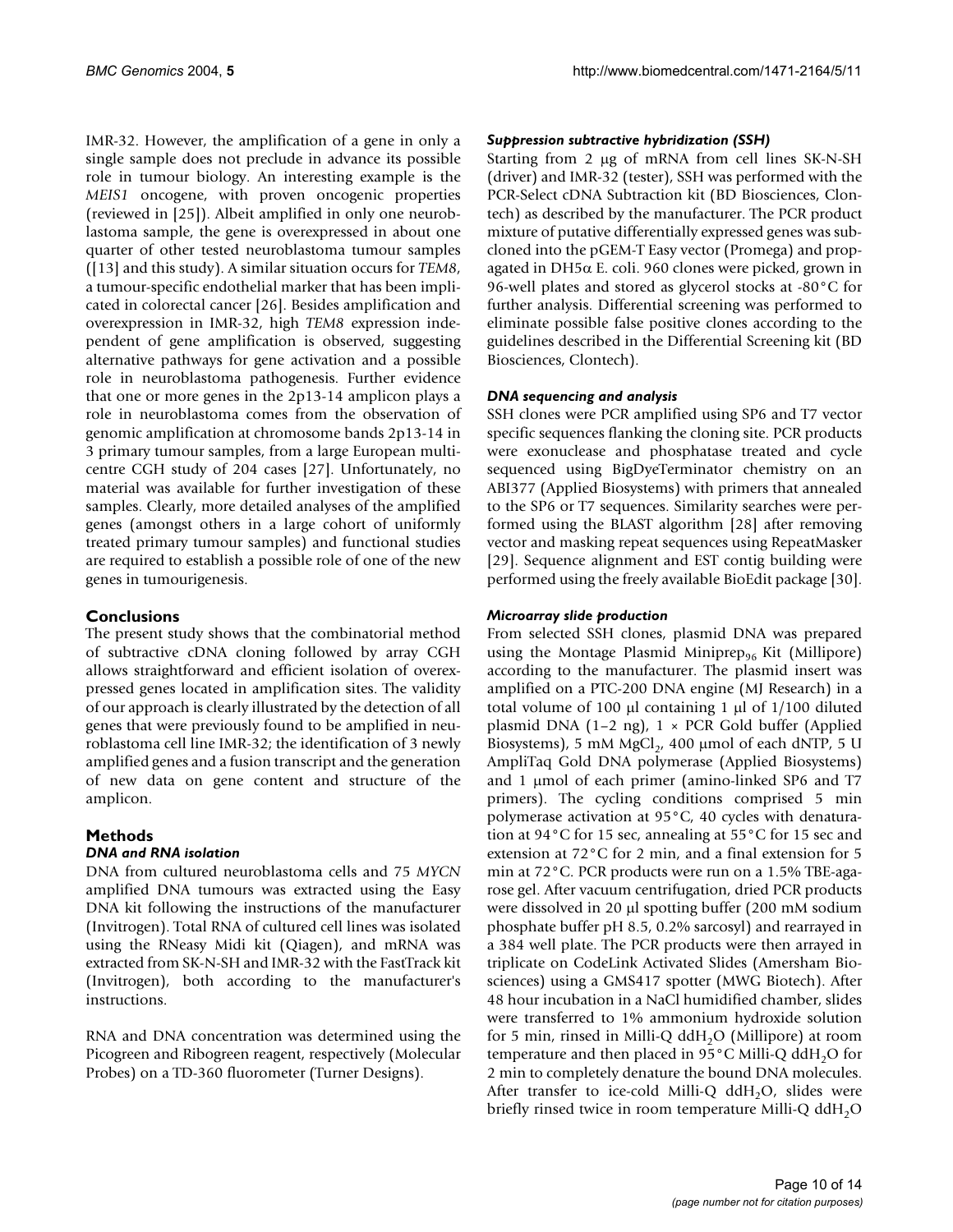IMR-32. However, the amplification of a gene in only a single sample does not preclude in advance its possible role in tumour biology. An interesting example is the *MEIS1* oncogene, with proven oncogenic properties (reviewed in [25]). Albeit amplified in only one neuroblastoma sample, the gene is overexpressed in about one quarter of other tested neuroblastoma tumour samples ([13] and this study). A similar situation occurs for *TEM8*, a tumour-specific endothelial marker that has been implicated in colorectal cancer [26]. Besides amplification and overexpression in IMR-32, high *TEM8* expression independent of gene amplification is observed, suggesting alternative pathways for gene activation and a possible role in neuroblastoma pathogenesis. Further evidence that one or more genes in the 2p13-14 amplicon plays a role in neuroblastoma comes from the observation of genomic amplification at chromosome bands 2p13-14 in 3 primary tumour samples, from a large European multicentre CGH study of 204 cases [27]. Unfortunately, no material was available for further investigation of these samples. Clearly, more detailed analyses of the amplified genes (amongst others in a large cohort of uniformly treated primary tumour samples) and functional studies are required to establish a possible role of one of the new genes in tumourigenesis.

## Conclusions

The present study shows that the combinatorial method of subtractive cDNA cloning followed by array CGH allows straightforward and efficient isolation of overexpressed genes located in amplification sites. The validity of our approach is clearly illustrated by the detection of all genes that were previously found to be amplified in neuroblastoma cell line IMR-32; the identification of 3 newly amplified genes and a fusion transcript and the generation of new data on gene content and structure of the amplicon.

## Methods

### DNA and RNA isolation

DNA from cultured neuroblastoma cells and 75 *MYCN* amplified DNA tumours was extracted using the Easy DNA kit following the instructions of the manufacturer (Invitrogen). Total RNA of cultured cell lines was isolated using the RNeasy Midi kit (Qiagen), and mRNA was extracted from SK-N-SH and IMR-32 with the FastTrack kit (Invitrogen), both according to the manufacturer's instructions.

RNA and DNA concentration was determined using the Picogreen and Ribogreen reagent, respectively (Molecular Probes) on a TD-360 fluorometer (Turner Designs).

### Suppression subtractive hybridization (SSH)

Starting from 2 μg of mRNA from cell lines SK-N-SH (driver) and IMR-32 (tester), SSH was performed with the PCR-Select cDNA Subtraction kit (BD Biosciences, Clontech) as described by the manufacturer. The PCR product mixture of putative differentially expressed genes was subcloned into the pGEM-T Easy vector (Promega) and propagated in DH5α E. coli. 960 clones were picked, grown in 96-well plates and stored as glycerol stocks at -80°C for further analysis. Differential screening was performed to eliminate possible false positive clones according to the guidelines described in the Differential Screening kit (BD Biosciences, Clontech).

### DNA sequencing and analysis

SSH clones were PCR amplified using SP6 and T7 vector specific sequences flanking the cloning site. PCR products were exonuclease and phosphatase treated and cycle sequenced using BigDyeTerminator chemistry on an ABI377 (Applied Biosystems) with primers that annealed to the SP6 or T7 sequences. Similarity searches were performed using the BLAST algorithm [28] after removing vector and masking repeat sequences using RepeatMasker [29]. Sequence alignment and EST contig building were performed using the freely available BioEdit package [30].

### Microarray slide production

From selected SSH clones, plasmid DNA was prepared using the Montage Plasmid Miniprep$_{96}$ Kit (Millipore) according to the manufacturer. The plasmid insert was amplified on a PTC-200 DNA engine (MJ Research) in a total volume of 100 μl containing 1 μl of 1/100 diluted plasmid DNA (1–2 ng), 1 × PCR Gold buffer (Applied Biosystems), 5 mM $MgCl_2$, 400 μmol of each dNTP, 5 U AmpliTaq Gold DNA polymerase (Applied Biosystems) and 1 μmol of each primer (amino-linked SP6 and T7 primers). The cycling conditions comprised 5 min polymerase activation at 95°C, 40 cycles with denaturation at 94°C for 15 sec, annealing at 55°C for 15 sec and extension at 72°C for 2 min, and a final extension for 5 min at 72°C. PCR products were run on a 1.5% TBE-agarose gel. After vacuum centrifugation, dried PCR products were dissolved in 20 μl spotting buffer (200 mM sodium phosphate buffer pH 8.5, 0.2% sarcosyl) and rearrayed in a 384 well plate. The PCR products were then arrayed in triplicate on CodeLink Activated Slides (Amersham Biosciences) using a GMS417 spotter (MWG Biotech). After 48 hour incubation in a NaCl humidified chamber, slides were transferred to 1% ammonium hydroxide solution for 5 min, rinsed in Milli-Q $ddH_2O$ (Millipore) at room temperature and then placed in 95°C Milli-Q $ddH_2O$ for 2 min to completely denature the bound DNA molecules. After transfer to ice-cold Milli-Q $ddH_2O$, slides were briefly rinsed twice in room temperature Milli-Q $ddH_2O$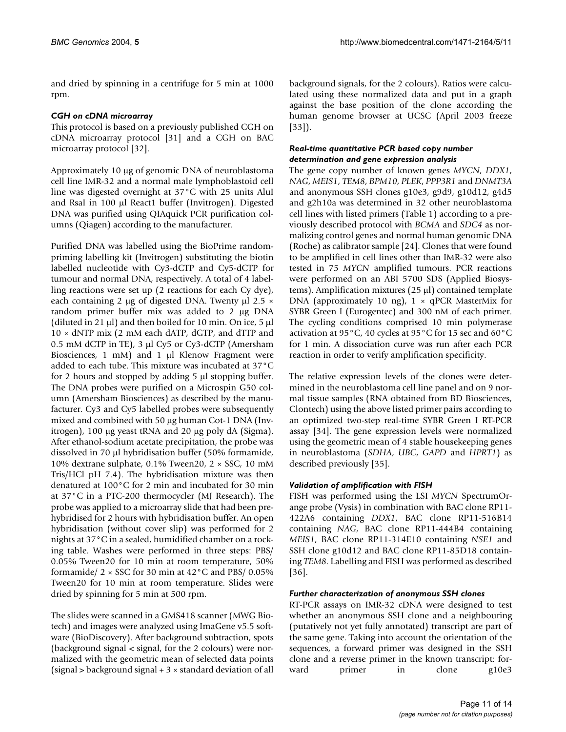and dried by spinning in a centrifuge for 5 min at 1000 rpm.

### *CGH on cDNA microarray*

This protocol is based on a previously published CGH on cDNA microarray protocol [31] and a CGH on BAC microarray protocol [32].

Approximately 10 μg of genomic DNA of neuroblastoma cell line IMR-32 and a normal male lymphoblastoid cell line was digested overnight at 37°C with 25 units AluI and RsaI in 100 μl React1 buffer (Invitrogen). Digested DNA was purified using QIAquick PCR purification columns (Qiagen) according to the manufacturer.

Purified DNA was labelled using the BioPrime random-priming labelling kit (Invitrogen) substituting the biotin labelled nucleotide with Cy3-dCTP and Cy5-dCTP for tumour and normal DNA, respectively. A total of 4 labelling reactions were set up (2 reactions for each Cy dye), each containing 2 μg of digested DNA. Twenty μl 2.5 × random primer buffer mix was added to 2 μg DNA (diluted in 21 μl) and then boiled for 10 min. On ice, 5 μl 10 × dNTP mix (2 mM each dATP, dGTP, and dTTP and 0.5 mM dCTP in TE), 3 μl Cy5 or Cy3-dCTP (Amersham Biosciences, 1 mM) and 1 μl Klenow Fragment were added to each tube. This mixture was incubated at 37°C for 2 hours and stopped by adding 5 μl stopping buffer. The DNA probes were purified on a Microspin G50 column (Amersham Biosciences) as described by the manufacturer. Cy3 and Cy5 labelled probes were subsequently mixed and combined with 50 μg human Cot-1 DNA (Invitrogen), 100 μg yeast tRNA and 20 μg poly dA (Sigma). After ethanol-sodium acetate precipitation, the probe was dissolved in 70 μl hybridisation buffer (50% formamide, 10% dextrane sulphate, 0.1% Tween20, 2 × SSC, 10 mM Tris/HCl pH 7.4). The hybridisation mixture was then denatured at 100°C for 2 min and incubated for 30 min at 37°C in a PTC-200 thermocycler (MJ Research). The probe was applied to a microarray slide that had been prehybridised for 2 hours with hybridisation buffer. An open hybridisation (without cover slip) was performed for 2 nights at 37°C in a sealed, humidified chamber on a rocking table. Washes were performed in three steps: PBS/0.05% Tween20 for 10 min at room temperature, 50% formamide/ 2 × SSC for 30 min at 42°C and PBS/ 0.05% Tween20 for 10 min at room temperature. Slides were dried by spinning for 5 min at 500 rpm.

The slides were scanned in a GMS418 scanner (MWG Biotech) and images were analyzed using ImaGene v5.5 software (BioDiscovery). After background subtraction, spots (background signal < signal, for the 2 colours) were normalized with the geometric mean of selected data points (signal > background signal + 3 × standard deviation of all background signals, for the 2 colours). Ratios were calculated using these normalized data and put in a graph against the base position of the clone according the human genome browser at UCSC (April 2003 freeze [33]).

### *Real-time quantitative PCR based copy number determination and gene expression analysis*

The gene copy number of known genes *MYCN*, *DDX1*, *NAG*, *MEIS1*, *TEM8*, *BPM10*, *PLEK*, *PPP3R1* and *DNMT3A* and anonymous SSH clones g10e3, g9d9, g10d12, g4d5 and g2h10a was determined in 32 other neuroblastoma cell lines with listed primers (Table 1) according to a previously described protocol with *BCMA* and *SDC4* as normalizing control genes and normal human genomic DNA (Roche) as calibrator sample [24]. Clones that were found to be amplified in cell lines other than IMR-32 were also tested in 75 *MYCN* amplified tumours. PCR reactions were performed on an ABI 5700 SDS (Applied Biosystems). Amplification mixtures (25 μl) contained template DNA (approximately 10 ng), 1 × qPCR MasterMix for SYBR Green I (Eurogentec) and 300 nM of each primer. The cycling conditions comprised 10 min polymerase activation at 95°C, 40 cycles at 95°C for 15 sec and 60°C for 1 min. A dissociation curve was run after each PCR reaction in order to verify amplification specificity.

The relative expression levels of the clones were determined in the neuroblastoma cell line panel and on 9 normal tissue samples (RNA obtained from BD Biosciences, Clontech) using the above listed primer pairs according to an optimized two-step real-time SYBR Green I RT-PCR assay [34]. The gene expression levels were normalized using the geometric mean of 4 stable housekeeping genes in neuroblastoma (*SDHA*, *UBC*, *GAPD* and *HPRT1*) as described previously [35].

### *Validation of amplification with FISH*

FISH was performed using the LSI *MYCN* SpectrumOrange probe (Vysis) in combination with BAC clone RP11-422A6 containing *DDX1*, BAC clone RP11-516B14 containing *NAG*, BAC clone RP11-444B4 containing *MEIS1*, BAC clone RP11-314E10 containing *NSE1* and SSH clone g10d12 and BAC clone RP11-85D18 containing *TEM8*. Labelling and FISH was performed as described [36].

### *Further characterization of anonymous SSH clones*

RT-PCR assays on IMR-32 cDNA were designed to test whether an anonymous SSH clone and a neighbouring (putatively not yet fully annotated) transcript are part of the same gene. Taking into account the orientation of the sequences, a forward primer was designed in the SSH clone and a reverse primer in the known transcript: forward primer in clone g10e3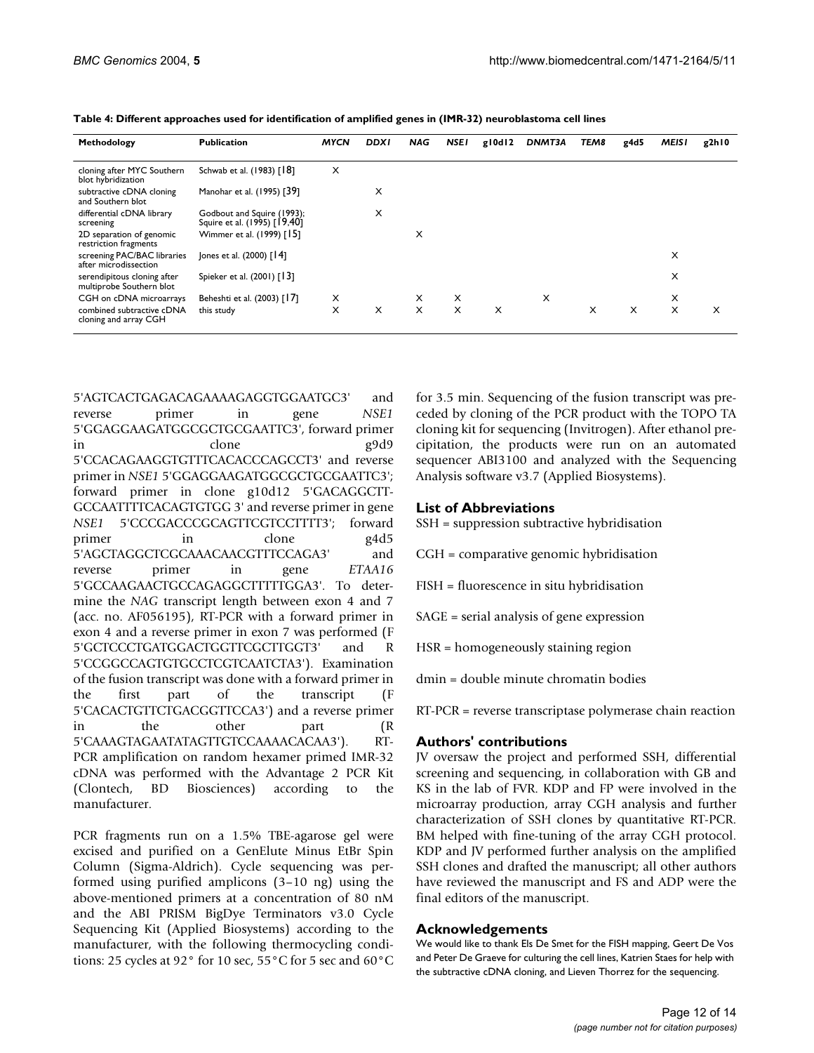**Table 4: Different approaches used for identification of amplified genes in (IMR-32) neuroblastoma cell lines**

| Methodology | Publication | *MYCN* | *DDX1* | *NAG* | *NSE1* | g10d12 | *DNMT3A* | *TEM8* | g4d5 | *MEIS1* | g2h10 |
|---|---|---|---|---|---|---|---|---|---|---|---|
| cloning after MYC Southern blot hybridization | Schwab et al. (1983) [18] | X | | | | | | | | | |
| subtractive cDNA cloning and Southern blot | Manohar et al. (1995) [39] | | X | | | | | | | | |
| differential cDNA library screening | Godbout and Squire (1993); Squire et al. (1995) [19,40] | | X | | | | | | | | |
| 2D separation of genomic restriction fragments | Wimmer et al. (1999) [15] | | | X | | | | | | | |
| screening PAC/BAC libraries after microdissection | Jones et al. (2000) [14] | | | | | | | | | X | |
| serendipitous cloning after multiprobe Southern blot | Spieker et al. (2001) [13] | | | | | | | | | X | |
| CGH on cDNA microarrays | Beheshti et al. (2003) [17] | X | | X | X | | X | | | X | |
| combined subtractive cDNA cloning and array CGH | this study | X | X | X | X | X | | X | X | X | X |

5'AGTCACTGAGACAGAAAAGAGGTGGAATGC3' and reverse primer in gene *NSE1* 5'GGAGGAAGATGGCGCTGCGAATTC3', forward primer in clone g9d9 5'CCACAGAAGGTGTTTCACACCCAGCCT3' and reverse primer in *NSE1* 5'GGAGGAAGATGGCGCTGCGAATTC3'; forward primer in clone g10d12 5'GACAGGCTT-GCCAATTTTCACAGTGTGG 3' and reverse primer in gene *NSE1* 5'CCCGACCCGCAGTTCGTCCTTTT3'; forward primer in clone g4d5 5'AGCTAGGCTCGCAAACAACGTTTCCAGA3' and reverse primer in gene *ETAA16* 5'GCCAAGAACTGCCAGAGGCTTTTTGGA3'. To determine the *NAG* transcript length between exon 4 and 7 (acc. no. AF056195), RT-PCR with a forward primer in exon 4 and a reverse primer in exon 7 was performed (F 5'GCTCCCTGATGGACTGGTTCGCTTGGT3' and R 5'CCGGCCAGTGTGCCTCGTCAATCTA3'). Examination of the fusion transcript was done with a forward primer in the first part of the transcript (F 5'CACACTGTTCTGACGGTTCCA3') and a reverse primer in the other part (R 5'CAAAGTAGAATATAGTTGTCCAAAACACAA3'). RT-PCR amplification on random hexamer primed IMR-32 cDNA was performed with the Advantage 2 PCR Kit (Clontech, BD Biosciences) according to the manufacturer.

PCR fragments run on a 1.5% TBE-agarose gel were excised and purified on a GenElute Minus EtBr Spin Column (Sigma-Aldrich). Cycle sequencing was performed using purified amplicons (3–10 ng) using the above-mentioned primers at a concentration of 80 nM and the ABI PRISM BigDye Terminators v3.0 Cycle Sequencing Kit (Applied Biosystems) according to the manufacturer, with the following thermocycling conditions: 25 cycles at 92° for 10 sec, 55°C for 5 sec and 60°C for 3.5 min. Sequencing of the fusion transcript was preceded by cloning of the PCR product with the TOPO TA cloning kit for sequencing (Invitrogen). After ethanol precipitation, the products were run on an automated sequencer ABI3100 and analyzed with the Sequencing Analysis software v3.7 (Applied Biosystems).

## List of Abbreviations

SSH = suppression subtractive hybridisation

CGH = comparative genomic hybridisation

FISH = fluorescence in situ hybridisation

SAGE = serial analysis of gene expression

HSR = homogeneously staining region

dmin = double minute chromatin bodies

RT-PCR = reverse transcriptase polymerase chain reaction

## Authors' contributions

JV oversaw the project and performed SSH, differential screening and sequencing, in collaboration with GB and KS in the lab of FVR. KDP and FP were involved in the microarray production, array CGH analysis and further characterization of SSH clones by quantitative RT-PCR. BM helped with fine-tuning of the array CGH protocol. KDP and JV performed further analysis on the amplified SSH clones and drafted the manuscript; all other authors have reviewed the manuscript and FS and ADP were the final editors of the manuscript.

## Acknowledgements

We would like to thank Els De Smet for the FISH mapping, Geert De Vos and Peter De Graeve for culturing the cell lines, Katrien Staes for help with the subtractive cDNA cloning, and Lieven Thorrez for the sequencing.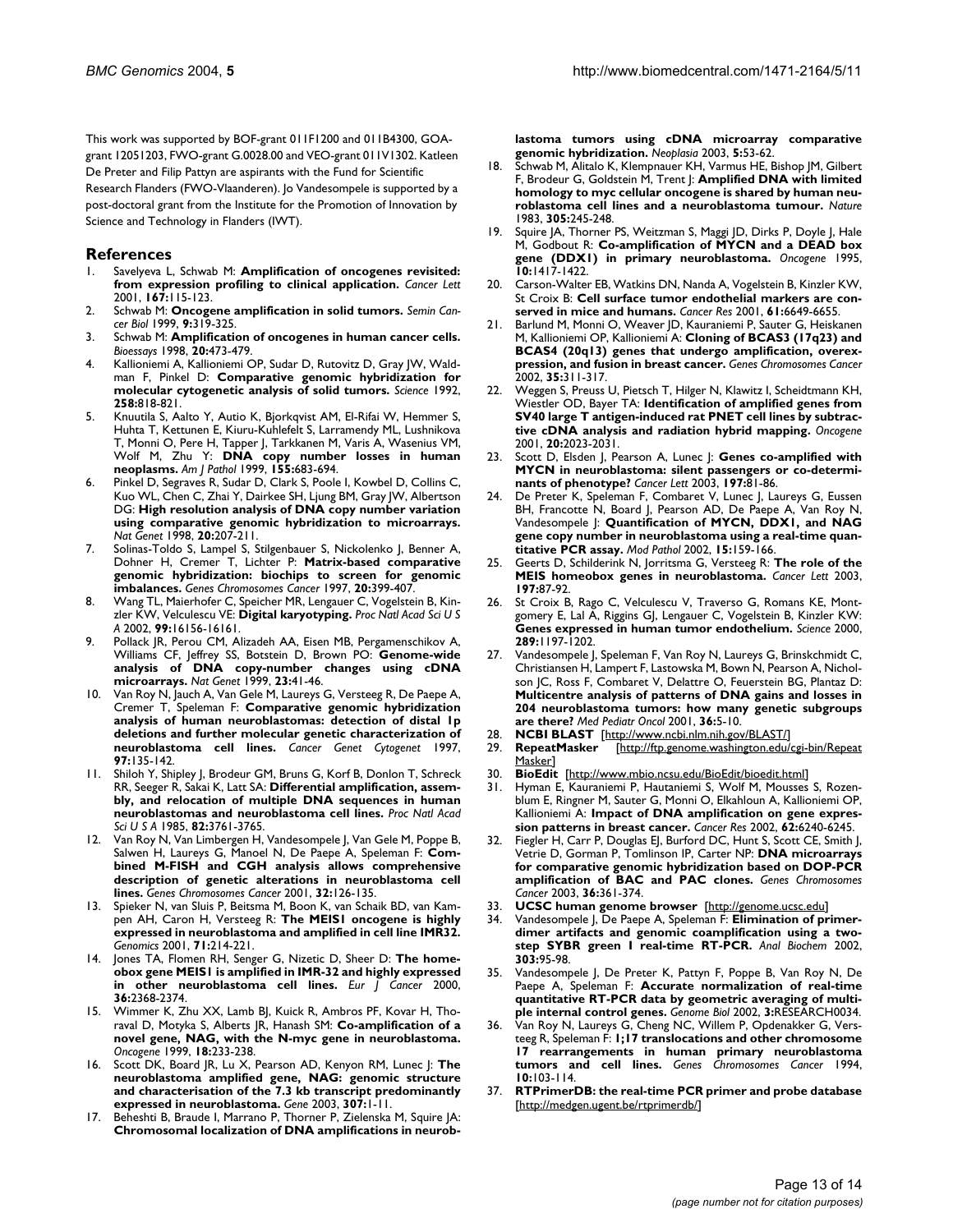This work was supported by BOF-grant 011F1200 and 011B4300, GOA-grant 12051203, FWO-grant G.0028.00 and VEO-grant 011V1302. Katleen De Preter and Filip Pattyn are aspirants with the Fund for Scientific Research Flanders (FWO-Vlaanderen). Jo Vandesompele is supported by a post-doctoral grant from the Institute for the Promotion of Innovation by Science and Technology in Flanders (IWT).

## References

1. Savelyeva L, Schwab M: **Amplification of oncogenes revisited: from expression profiling to clinical application.** *Cancer Lett* 2001, **167:**115-123.
2. Schwab M: **Oncogene amplification in solid tumors.** *Semin Cancer Biol* 1999, **9:**319-325.
3. Schwab M: **Amplification of oncogenes in human cancer cells.** *Bioessays* 1998, **20:**473-479.
4. Kallioniemi A, Kallioniemi OP, Sudar D, Rutovitz D, Gray JW, Waldman F, Pinkel D: **Comparative genomic hybridization for molecular cytogenetic analysis of solid tumors.** *Science* 1992, **258:**818-821.
5. Knuutila S, Aalto Y, Autio K, Bjorkqvist AM, El-Rifai W, Hemmer S, Huhta T, Kettunen E, Kiuru-Kuhlefelt S, Larramendy ML, Lushnikova T, Monni O, Pere H, Tapper J, Tarkkanen M, Varis A, Wasenius VM, Wolf M, Zhu Y: **DNA copy number losses in human neoplasms.** *Am J Pathol* 1999, **155:**683-694.
6. Pinkel D, Segraves R, Sudar D, Clark S, Poole I, Kowbel D, Collins C, Kuo WL, Chen C, Zhai Y, Dairkee SH, Ljung BM, Gray JW, Albertson DG: **High resolution analysis of DNA copy number variation using comparative genomic hybridization to microarrays.** *Nat Genet* 1998, **20:**207-211.
7. Solinas-Toldo S, Lampel S, Stilgenbauer S, Nickolenko J, Benner A, Dohner H, Cremer T, Lichter P: **Matrix-based comparative genomic hybridization: biochips to screen for genomic imbalances.** *Genes Chromosomes Cancer* 1997, **20:**399-407.
8. Wang TL, Maierhofer C, Speicher MR, Lengauer C, Vogelstein B, Kinzler KW, Velculescu VE: **Digital karyotyping.** *Proc Natl Acad Sci U S A* 2002, **99:**16156-16161.
9. Pollack JR, Perou CM, Alizadeh AA, Eisen MB, Pergamenschikov A, Williams CF, Jeffrey SS, Botstein D, Brown PO: **Genome-wide analysis of DNA copy-number changes using cDNA microarrays.** *Nat Genet* 1999, **23:**41-46.
10. Van Roy N, Jauch A, Van Gele M, Laureys G, Versteeg R, De Paepe A, Cremer T, Speleman F: **Comparative genomic hybridization analysis of human neuroblastomas: detection of distal 1p deletions and further molecular genetic characterization of neuroblastoma cell lines.** *Cancer Genet Cytogenet* 1997, **97:**135-142.
11. Shiloh Y, Shipley J, Brodeur GM, Bruns G, Korf B, Donlon T, Schreck RR, Seeger R, Sakai K, Latt SA: **Differential amplification, assembly, and relocation of multiple DNA sequences in human neuroblastomas and neuroblastoma cell lines.** *Proc Natl Acad Sci U S A* 1985, **82:**3761-3765.
12. Van Roy N, Van Limbergen H, Vandesompele J, Van Gele M, Poppe B, Salwen H, Laureys G, Manoel N, De Paepe A, Speleman F: **Combined M-FISH and CGH analysis allows comprehensive description of genetic alterations in neuroblastoma cell lines.** *Genes Chromosomes Cancer* 2001, **32:**126-135.
13. Spieker N, van Sluis P, Beitsma M, Boon K, van Schaik BD, van Kampen AH, Caron H, Versteeg R: **The MEIS1 oncogene is highly expressed in neuroblastoma and amplified in cell line IMR32.** *Genomics* 2001, **71:**214-221.
14. Jones TA, Flomen RH, Senger G, Nizetic D, Sheer D: **The homeobox gene MEIS1 is amplified in IMR-32 and highly expressed in other neuroblastoma cell lines.** *Eur J Cancer* 2000, **36:**2368-2374.
15. Wimmer K, Zhu XX, Lamb BJ, Kuick R, Ambros PF, Kovar H, Thoraval D, Motyka S, Alberts JR, Hanash SM: **Co-amplification of a novel gene, NAG, with the N-myc gene in neuroblastoma.** *Oncogene* 1999, **18:**233-238.
16. Scott DK, Board JR, Lu X, Pearson AD, Kenyon RM, Lunec J: **The neuroblastoma amplified gene, NAG: genomic structure and characterisation of the 7.3 kb transcript predominantly expressed in neuroblastoma.** *Gene* 2003, **307:**1-11.
17. Beheshti B, Braude I, Marrano P, Thorner P, Zielenska M, Squire JA: **Chromosomal localization of DNA amplifications in neuroblastoma tumors using cDNA microarray comparative genomic hybridization.** *Neoplasia* 2003, **5:**53-62.
18. Schwab M, Alitalo K, Klempnauer KH, Varmus HE, Bishop JM, Gilbert F, Brodeur G, Goldstein M, Trent J: **Amplified DNA with limited homology to myc cellular oncogene is shared by human neuroblastoma cell lines and a neuroblastoma tumour.** *Nature* 1983, **305:**245-248.
19. Squire JA, Thorner PS, Weitzman S, Maggi JD, Dirks P, Doyle J, Hale M, Godbout R: **Co-amplification of MYCN and a DEAD box gene (DDX1) in primary neuroblastoma.** *Oncogene* 1995, **10:**1417-1422.
20. Carson-Walter EB, Watkins DN, Nanda A, Vogelstein B, Kinzler KW, St Croix B: **Cell surface tumor endothelial markers are conserved in mice and humans.** *Cancer Res* 2001, **61:**6649-6655.
21. Barlund M, Monni O, Weaver JD, Kauraniemi P, Sauter G, Heiskanen M, Kallioniemi OP, Kallioniemi A: **Cloning of BCAS3 (17q23) and BCAS4 (20q13) genes that undergo amplification, overexpression, and fusion in breast cancer.** *Genes Chromosomes Cancer* 2002, **35:**311-317.
22. Weggen S, Preuss U, Pietsch T, Hilger N, Klawitz I, Scheidtmann KH, Wiestler OD, Bayer TA: **Identification of amplified genes from SV40 large T antigen-induced rat PNET cell lines by subtractive cDNA analysis and radiation hybrid mapping.** *Oncogene* 2001, **20:**2023-2031.
23. Scott D, Elsden J, Pearson A, Lunec J: **Genes co-amplified with MYCN in neuroblastoma: silent passengers or co-determinants of phenotype?** *Cancer Lett* 2003, **197:**81-86.
24. De Preter K, Speleman F, Combaret V, Lunec J, Laureys G, Eussen BH, Francotte N, Board J, Pearson AD, De Paepe A, Van Roy N, Vandesompele J: **Quantification of MYCN, DDX1, and NAG gene copy number in neuroblastoma using a real-time quantitative PCR assay.** *Mod Pathol* 2002, **15:**159-166.
25. Geerts D, Schilderink N, Jorritsma G, Versteeg R: **The role of the MEIS homeobox genes in neuroblastoma.** *Cancer Lett* 2003, **197:**87-92.
26. St Croix B, Rago C, Velculescu V, Traverso G, Romans KE, Montgomery E, Lal A, Riggins GJ, Lengauer C, Vogelstein B, Kinzler KW: **Genes expressed in human tumor endothelium.** *Science* 2000, **289:**1197-1202.
27. Vandesompele J, Speleman F, Van Roy N, Laureys G, Brinskchmidt C, Christiansen H, Lampert F, Lastowska M, Bown N, Pearson A, Nicholson JC, Ross F, Combaret V, Delattre O, Feuerstein BG, Plantaz D: **Multicentre analysis of patterns of DNA gains and losses in 204 neuroblastoma tumors: how many genetic subgroups are there?** *Med Pediatr Oncol* 2001, **36:**5-10.
28. **NCBI BLAST** [http://www.ncbi.nlm.nih.gov/BLAST/]
29. **RepeatMasker** [http://ftp.genome.washington.edu/cgi-bin/RepeatMasker]
30. **BioEdit** [http://www.mbio.ncsu.edu/BioEdit/bioedit.html]
31. Hyman E, Kauraniemi P, Hautaniemi S, Wolf M, Mousses S, Rozenblum E, Ringner M, Sauter G, Monni O, Elkahloun A, Kallioniemi OP, Kallioniemi A: **Impact of DNA amplification on gene expression patterns in breast cancer.** *Cancer Res* 2002, **62:**6240-6245.
32. Fiegler H, Carr P, Douglas EJ, Burford DC, Hunt S, Scott CE, Smith J, Vetrie D, Gorman P, Tomlinson IP, Carter NP: **DNA microarrays for comparative genomic hybridization based on DOP-PCR amplification of BAC and PAC clones.** *Genes Chromosomes Cancer* 2003, **36:**361-374.
33. **UCSC human genome browser** [http://genome.ucsc.edu]
34. Vandesompele J, De Paepe A, Speleman F: **Elimination of primer-dimer artifacts and genomic coamplification using a two-step SYBR green I real-time RT-PCR.** *Anal Biochem* 2002, **303:**95-98.
35. Vandesompele J, De Preter K, Pattyn F, Poppe B, Van Roy N, De Paepe A, Speleman F: **Accurate normalization of real-time quantitative RT-PCR data by geometric averaging of multiple internal control genes.** *Genome Biol* 2002, **3:**RESEARCH0034.
36. Van Roy N, Laureys G, Cheng NC, Willem P, Opdenakker G, Versteeg R, Speleman F: **1;17 translocations and other chromosome 17 rearrangements in human primary neuroblastoma tumors and cell lines.** *Genes Chromosomes Cancer* 1994, **10:**103-114.
37. **RTPrimerDB: the real-time PCR primer and probe database** [http://medgen.ugent.be/rtprimerdb/]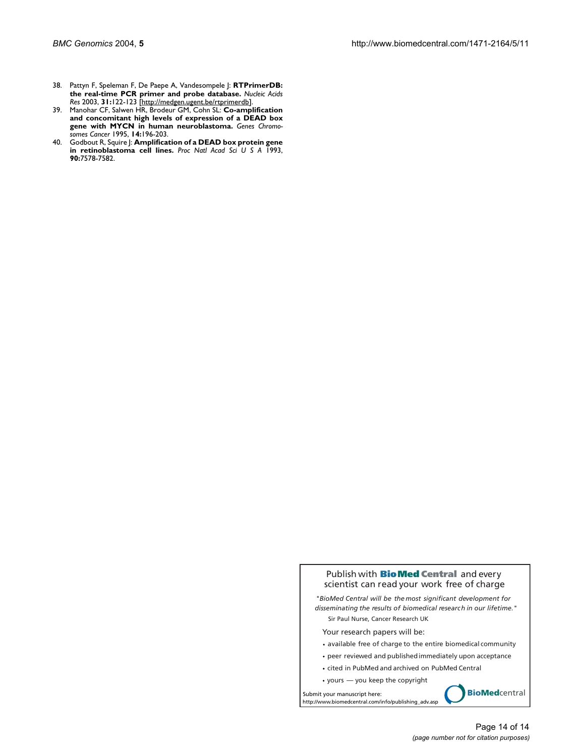38. Pattyn F, Speleman F, De Paepe A, Vandesompele J: **RTPrimerDB: the real-time PCR primer and probe database.** *Nucleic Acids Res* 2003, **31:**122-123 [http://medgen.ugent.be/rtprimerdb].
39. Manohar CF, Salwen HR, Brodeur GM, Cohn SL: **Co-amplification and concomitant high levels of expression of a DEAD box gene with MYCN in human neuroblastoma.** *Genes Chromosomes Cancer* 1995, **14:**196-203.
40. Godbout R, Squire J: **Amplification of a DEAD box protein gene in retinoblastoma cell lines.** *Proc Natl Acad Sci U S A* 1993, **90:**7578-7582.

Publish with **BioMed Central** and every scientist can read your work free of charge

*"BioMed Central will be the most significant development for disseminating the results of biomedical research in our lifetime."*

Sir Paul Nurse, Cancer Research UK

Your research papers will be:

- available free of charge to the entire biomedical community
- peer reviewed and published immediately upon acceptance
- cited in PubMed and archived on PubMed Central
- yours — you keep the copyright

Submit your manuscript here:
http://www.biomedcentral.com/info/publishing_adv.asp

**BioMed**central